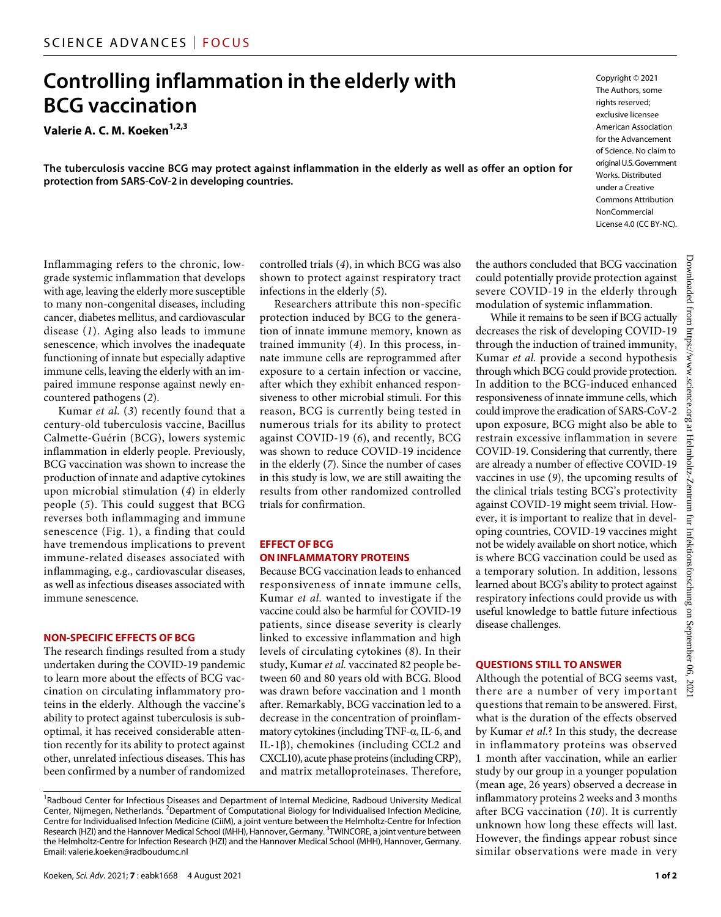SCIENCE ADVANCES | FOCUS

# Controlling inflammation in the elderly with BCG vaccination

**Valerie A. C. M. Koeken**[1,2,3]

**The tuberculosis vaccine BCG may protect against inflammation in the elderly as well as offer an option for protection from SARS-CoV-2 in developing countries.**

Copyright © 2021 The Authors, some rights reserved; exclusive licensee American Association for the Advancement of Science. No claim to original U.S. Government Works. Distributed under a Creative Commons Attribution NonCommercial License 4.0 (CC BY-NC).

Inflammaging refers to the chronic, low-grade systemic inflammation that develops with age, leaving the elderly more susceptible to many non-congenital diseases, including cancer, diabetes mellitus, and cardiovascular disease (*1*). Aging also leads to immune senescence, which involves the inadequate functioning of innate but especially adaptive immune cells, leaving the elderly with an impaired immune response against newly encountered pathogens (*2*).

Kumar *et al.* (*3*) recently found that a century-old tuberculosis vaccine, Bacillus Calmette-Guérin (BCG), lowers systemic inflammation in elderly people. Previously, BCG vaccination was shown to increase the production of innate and adaptive cytokines upon microbial stimulation (*4*) in elderly people (*5*). This could suggest that BCG reverses both inflammaging and immune senescence (Fig. 1), a finding that could have tremendous implications to prevent immune-related diseases associated with inflammaging, e.g., cardiovascular diseases, as well as infectious diseases associated with immune senescence.

## NON-SPECIFIC EFFECTS OF BCG

The research findings resulted from a study undertaken during the COVID-19 pandemic to learn more about the effects of BCG vaccination on circulating inflammatory proteins in the elderly. Although the vaccine's ability to protect against tuberculosis is suboptimal, it has received considerable attention recently for its ability to protect against other, unrelated infectious diseases. This has been confirmed by a number of randomized controlled trials (*4*), in which BCG was also shown to protect against respiratory tract infections in the elderly (*5*).

Researchers attribute this non-specific protection induced by BCG to the generation of innate immune memory, known as trained immunity (*4*). In this process, innate immune cells are reprogrammed after exposure to a certain infection or vaccine, after which they exhibit enhanced responsiveness to other microbial stimuli. For this reason, BCG is currently being tested in numerous trials for its ability to protect against COVID-19 (*6*), and recently, BCG was shown to reduce COVID-19 incidence in the elderly (*7*). Since the number of cases in this study is low, we are still awaiting the results from other randomized controlled trials for confirmation.

## EFFECT OF BCG ON INFLAMMATORY PROTEINS

Because BCG vaccination leads to enhanced responsiveness of innate immune cells, Kumar *et al.* wanted to investigate if the vaccine could also be harmful for COVID-19 patients, since disease severity is clearly linked to excessive inflammation and high levels of circulating cytokines (*8*). In their study, Kumar *et al.* vaccinated 82 people between 60 and 80 years old with BCG. Blood was drawn before vaccination and 1 month after. Remarkably, BCG vaccination led to a decrease in the concentration of proinflammatory cytokines (including TNF-α, IL-6, and IL-1β), chemokines (including CCL2 and CXCL10), acute phase proteins (including CRP), and matrix metalloproteinases. Therefore, the authors concluded that BCG vaccination could potentially provide protection against severe COVID-19 in the elderly through modulation of systemic inflammation.

While it remains to be seen if BCG actually decreases the risk of developing COVID-19 through the induction of trained immunity, Kumar *et al.* provide a second hypothesis through which BCG could provide protection. In addition to the BCG-induced enhanced responsiveness of innate immune cells, which could improve the eradication of SARS-CoV-2 upon exposure, BCG might also be able to restrain excessive inflammation in severe COVID-19. Considering that currently, there are already a number of effective COVID-19 vaccines in use (*9*), the upcoming results of the clinical trials testing BCG's protectivity against COVID-19 might seem trivial. However, it is important to realize that in developing countries, COVID-19 vaccines might not be widely available on short notice, which is where BCG vaccination could be used as a temporary solution. In addition, lessons learned about BCG's ability to protect against respiratory infections could provide us with useful knowledge to battle future infectious disease challenges.

## QUESTIONS STILL TO ANSWER

Although the potential of BCG seems vast, there are a number of very important questions that remain to be answered. First, what is the duration of the effects observed by Kumar *et al.*? In this study, the decrease in inflammatory proteins was observed 1 month after vaccination, while an earlier study by our group in a younger population (mean age, 26 years) observed a decrease in inflammatory proteins 2 weeks and 3 months after BCG vaccination (*10*). It is currently unknown how long these effects will last. However, the findings appear robust since similar observations were made in very

[1]Radboud Center for Infectious Diseases and Department of Internal Medicine, Radboud University Medical Center, Nijmegen, Netherlands. [2]Department of Computational Biology for Individualised Infection Medicine, Centre for Individualised Infection Medicine (CiiM), a joint venture between the Helmholtz-Centre for Infection Research (HZI) and the Hannover Medical School (MHH), Hannover, Germany. [3]TWINCORE, a joint venture between the Helmholtz-Centre for Infection Research (HZI) and the Hannover Medical School (MHH), Hannover, Germany. Email: valerie.koeken@radboudumc.nl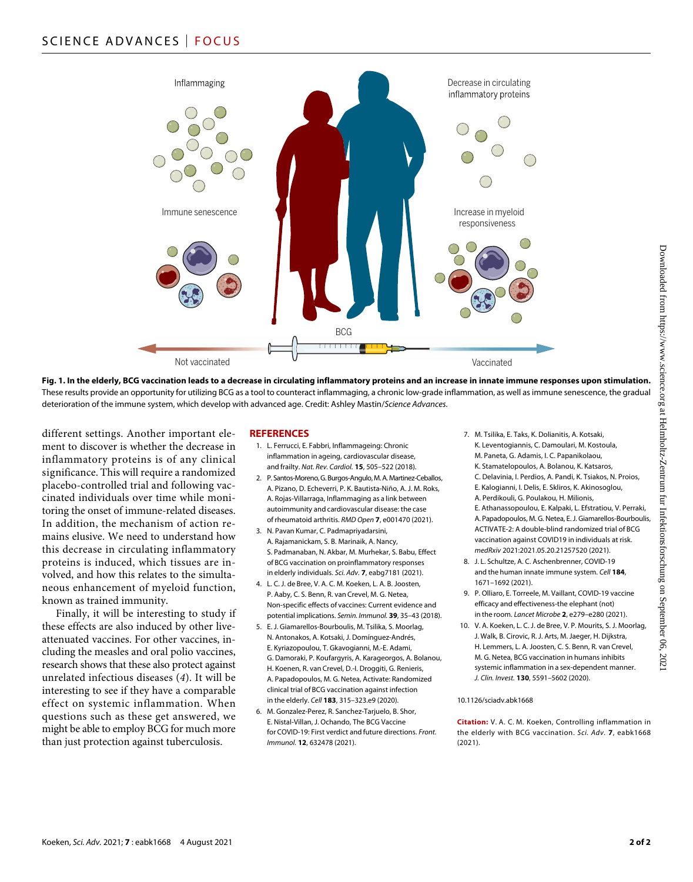**Fig. 1. In the elderly, BCG vaccination leads to a decrease in circulating inflammatory proteins and an increase in innate immune responses upon stimulation.** These results provide an opportunity for utilizing BCG as a tool to counteract inflammaging, a chronic low-grade inflammation, as well as immune senescence, the gradual deterioration of the immune system, which develop with advanced age. Credit: Ashley Mastin/*Science Advances*.

different settings. Another important element to discover is whether the decrease in inflammatory proteins is of any clinical significance. This will require a randomized placebo-controlled trial and following vaccinated individuals over time while monitoring the onset of immune-related diseases. In addition, the mechanism of action remains elusive. We need to understand how this decrease in circulating inflammatory proteins is induced, which tissues are involved, and how this relates to the simultaneous enhancement of myeloid function, known as trained immunity.

Finally, it will be interesting to study if these effects are also induced by other live-attenuated vaccines. For other vaccines, including the measles and oral polio vaccines, research shows that these also protect against unrelated infectious diseases (*4*). It will be interesting to see if they have a comparable effect on systemic inflammation. When questions such as these get answered, we might be able to employ BCG for much more than just protection against tuberculosis.

## REFERENCES

1. L. Ferrucci, E. Fabbri, Inflammageing: Chronic inflammation in ageing, cardiovascular disease, and frailty. *Nat. Rev. Cardiol.* **15**, 505–522 (2018).
2. P. Santos-Moreno, G. Burgos-Angulo, M. A. Martinez-Ceballos, A. Pizano, D. Echeverri, P. K. Bautista-Niño, A. J. M. Roks, A. Rojas-Villarraga, Inflammaging as a link between autoimmunity and cardiovascular disease: the case of rheumatoid arthritis. *RMD Open* **7**, e001470 (2021).
3. N. Pavan Kumar, C. Padmapriyadarsini, A. Rajamanickam, S. B. Marinaik, A. Nancy, S. Padmanaban, N. Akbar, M. Murhekar, S. Babu, Effect of BCG vaccination on proinflammatory responses in elderly individuals. *Sci. Adv.* **7**, eabg7181 (2021).
4. L. C. J. de Bree, V. A. C. M. Koeken, L. A. B. Joosten, P. Aaby, C. S. Benn, R. van Crevel, M. G. Netea, Non-specific effects of vaccines: Current evidence and potential implications. *Semin. Immunol.* **39**, 35–43 (2018).
5. E. J. Giamarellos-Bourboulis, M. Tsilika, S. Moorlag, N. Antonakos, A. Kotsaki, J. Domínguez-Andrés, E. Kyriazopoulou, T. Gkavogianni, M.-E. Adami, G. Damoraki, P. Koufargyris, A. Karageorgos, A. Bolanou, H. Koenen, R. van Crevel, D.-I. Droggiti, G. Renieris, A. Papadopoulos, M. G. Netea, Activate: Randomized clinical trial of BCG vaccination against infection in the elderly. *Cell* **183**, 315–323.e9 (2020).
6. M. Gonzalez-Perez, R. Sanchez-Tarjuelo, B. Shor, E. Nistal-Villan, J. Ochando, The BCG Vaccine for COVID-19: First verdict and future directions. *Front. Immunol.* **12**, 632478 (2021).
7. M. Tsilika, E. Taks, K. Dolianitis, A. Kotsaki, K. Leventogiannis, C. Damoulari, M. Kostoula, M. Paneta, G. Adamis, I. C. Papanikolaou, K. Stamatelopoulos, A. Bolanou, K. Katsaros, C. Delavinia, I. Perdios, A. Pandi, K. Tsiakos, N. Proios, E. Kalogianni, I. Delis, E. Skliros, K. Akinosoglou, A. Perdikouli, G. Poulakou, H. Milionis, E. Athanassopoulou, E. Kalpaki, L. Efstratiou, V. Perraki, A. Papadopoulos, M. G. Netea, E. J. Giamarellos-Bourboulis, ACTIVATE-2: A double-blind randomized trial of BCG vaccination against COVID19 in individuals at risk. *medRxiv* 2021:2021.05.20.21257520 (2021).
8. J. L. Schultze, A. C. Aschenbrenner, COVID-19 and the human innate immune system. *Cell* **184**, 1671–1692 (2021).
9. P. Olliaro, E. Torreele, M. Vaillant, COVID-19 vaccine efficacy and effectiveness-the elephant (not) in the room. *Lancet Microbe* **2**, e279–e280 (2021).
10. V. A. Koeken, L. C. J. de Bree, V. P. Mourits, S. J. Moorlag, J. Walk, B. Cirovic, R. J. Arts, M. Jaeger, H. Dijkstra, H. Lemmers, L. A. Joosten, C. S. Benn, R. van Crevel, M. G. Netea, BCG vaccination in humans inhibits systemic inflammation in a sex-dependent manner. *J. Clin. Invest.* **130**, 5591–5602 (2020).

10.1126/sciadv.abk1668

**Citation:** V. A. C. M. Koeken, Controlling inflammation in the elderly with BCG vaccination. *Sci. Adv.* **7**, eabk1668 (2021).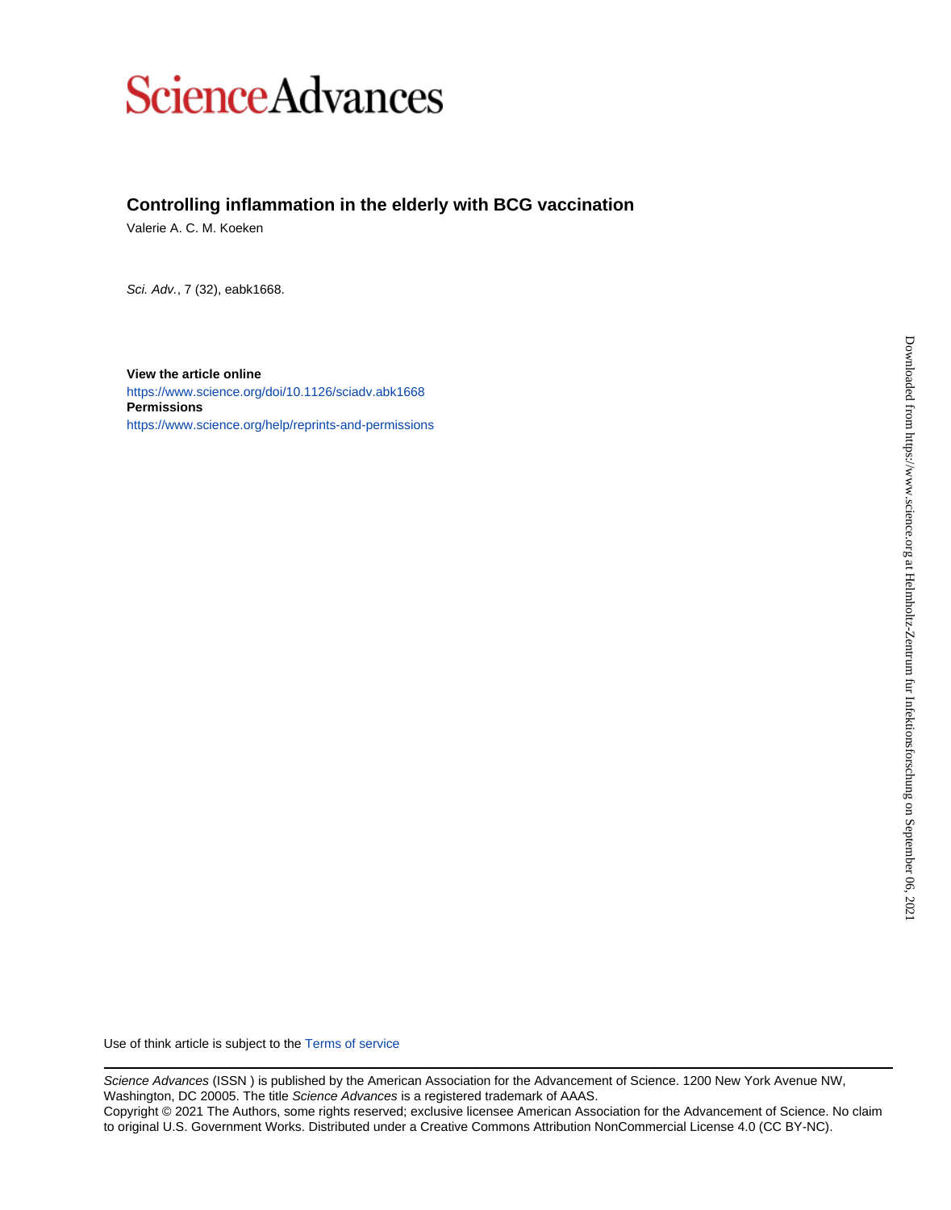# Science Advances

## Controlling inflammation in the elderly with BCG vaccination

Valerie A. C. M. Koeken

*Sci. Adv.*, 7 (32), eabk1668.

**View the article online**
https://www.science.org/doi/10.1126/sciadv.abk1668
**Permissions**
https://www.science.org/help/reprints-and-permissions

Downloaded from https://www.science.org at Helmholtz-Zentrum fur Infektionsforschung on September 06, 2021

Use of think article is subject to the Terms of service

*Science Advances* (ISSN ) is published by the American Association for the Advancement of Science. 1200 New York Avenue NW, Washington, DC 20005. The title *Science Advances* is a registered trademark of AAAS.
Copyright © 2021 The Authors, some rights reserved; exclusive licensee American Association for the Advancement of Science. No claim to original U.S. Government Works. Distributed under a Creative Commons Attribution NonCommercial License 4.0 (CC BY-NC).